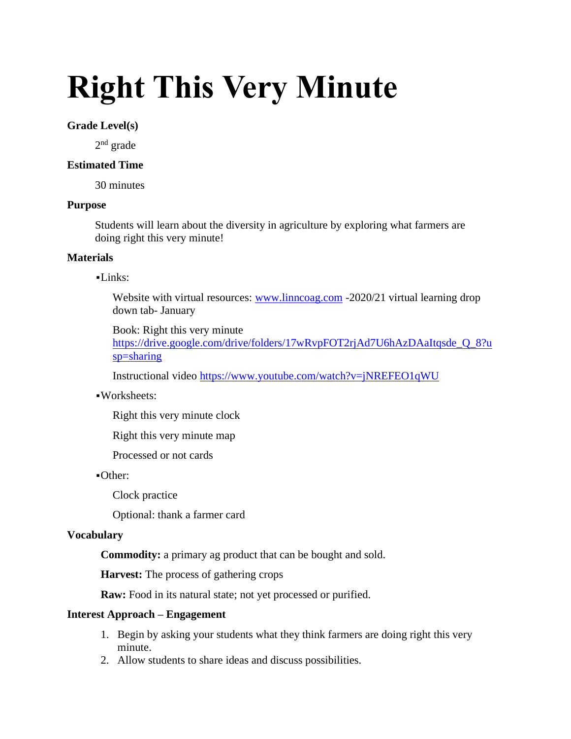# Right This Very Minute

**Grade Level(s)**

2nd grade

**Estimated Time**

30 minutes

**Purpose**

Students will learn about the diversity in agriculture by exploring what farmers are doing right this very minute!

**Materials**

- Links:

  Website with virtual resources: [www.linncoag.com](http://www.linncoag.com) -2020/21 virtual learning drop down tab- January

  Book: Right this very minute [https://drive.google.com/drive/folders/17wRvpFOT2rjAd7U6hAzDAaItqsde_Q_8?usp=sharing](https://drive.google.com/drive/folders/17wRvpFOT2rjAd7U6hAzDAaItqsde_Q_8?usp=sharing)

  Instructional video [https://www.youtube.com/watch?v=jNREFEO1qWU](https://www.youtube.com/watch?v=jNREFEO1qWU)

- Worksheets:

  Right this very minute clock

  Right this very minute map

  Processed or not cards

- Other:

  Clock practice

  Optional: thank a farmer card

**Vocabulary**

**Commodity:** a primary ag product that can be bought and sold.

**Harvest:** The process of gathering crops

**Raw:** Food in its natural state; not yet processed or purified.

**Interest Approach – Engagement**

1. Begin by asking your students what they think farmers are doing right this very minute.
2. Allow students to share ideas and discuss possibilities.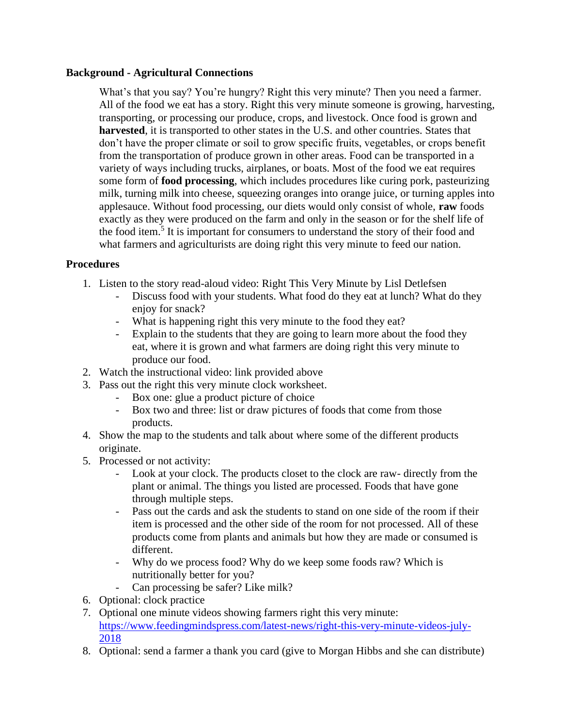**Background - Agricultural Connections**

What's that you say? You're hungry? Right this very minute? Then you need a farmer. All of the food we eat has a story. Right this very minute someone is growing, harvesting, transporting, or processing our produce, crops, and livestock. Once food is grown and **harvested**, it is transported to other states in the U.S. and other countries. States that don't have the proper climate or soil to grow specific fruits, vegetables, or crops benefit from the transportation of produce grown in other areas. Food can be transported in a variety of ways including trucks, airplanes, or boats. Most of the food we eat requires some form of **food processing**, which includes procedures like curing pork, pasteurizing milk, turning milk into cheese, squeezing oranges into orange juice, or turning apples into applesauce. Without food processing, our diets would only consist of whole, **raw** foods exactly as they were produced on the farm and only in the season or for the shelf life of the food item.[5] It is important for consumers to understand the story of their food and what farmers and agriculturists are doing right this very minute to feed our nation.

**Procedures**

1. Listen to the story read-aloud video: Right This Very Minute by Lisl Detlefsen
   - Discuss food with your students. What food do they eat at lunch? What do they enjoy for snack?
   - What is happening right this very minute to the food they eat?
   - Explain to the students that they are going to learn more about the food they eat, where it is grown and what farmers are doing right this very minute to produce our food.
2. Watch the instructional video: link provided above
3. Pass out the right this very minute clock worksheet.
   - Box one: glue a product picture of choice
   - Box two and three: list or draw pictures of foods that come from those products.
4. Show the map to the students and talk about where some of the different products originate.
5. Processed or not activity:
   - Look at your clock. The products closet to the clock are raw- directly from the plant or animal. The things you listed are processed. Foods that have gone through multiple steps.
   - Pass out the cards and ask the students to stand on one side of the room if their item is processed and the other side of the room for not processed. All of these products come from plants and animals but how they are made or consumed is different.
   - Why do we process food? Why do we keep some foods raw? Which is nutritionally better for you?
   - Can processing be safer? Like milk?
6. Optional: clock practice
7. Optional one minute videos showing farmers right this very minute: https://www.feedingmindspress.com/latest-news/right-this-very-minute-videos-july-2018
8. Optional: send a farmer a thank you card (give to Morgan Hibbs and she can distribute)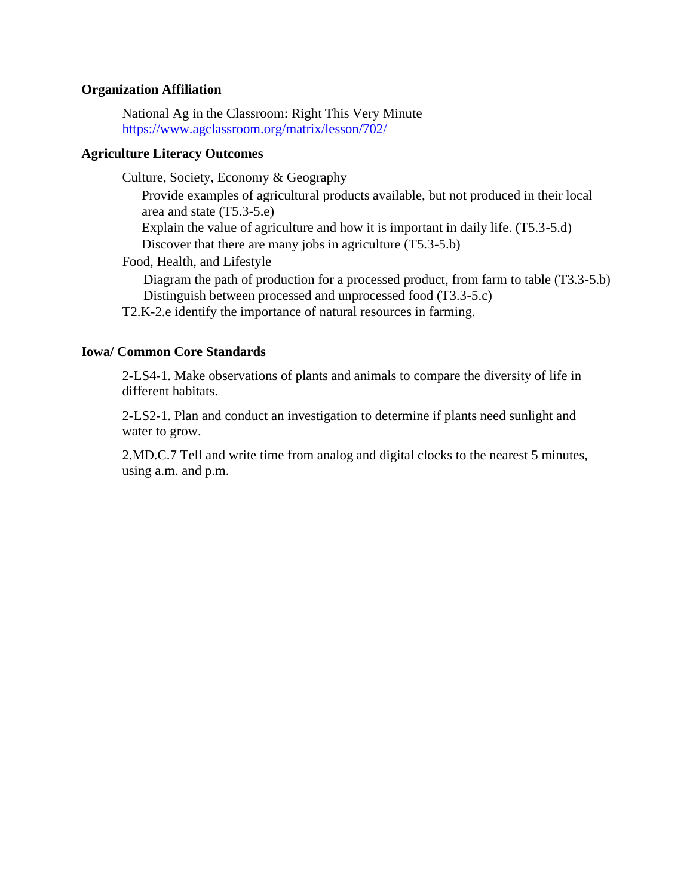**Organization Affiliation**

National Ag in the Classroom: Right This Very Minute
https://www.agclassroom.org/matrix/lesson/702/

**Agriculture Literacy Outcomes**

Culture, Society, Economy & Geography

- Provide examples of agricultural products available, but not produced in their local area and state (T5.3-5.e)
- Explain the value of agriculture and how it is important in daily life. (T5.3-5.d)
- Discover that there are many jobs in agriculture (T5.3-5.b)

Food, Health, and Lifestyle

- Diagram the path of production for a processed product, from farm to table (T3.3-5.b)
- Distinguish between processed and unprocessed food (T3.3-5.c)

T2.K-2.e identify the importance of natural resources in farming.

**Iowa/ Common Core Standards**

2-LS4-1. Make observations of plants and animals to compare the diversity of life in different habitats.

2-LS2-1. Plan and conduct an investigation to determine if plants need sunlight and water to grow.

2.MD.C.7 Tell and write time from analog and digital clocks to the nearest 5 minutes, using a.m. and p.m.